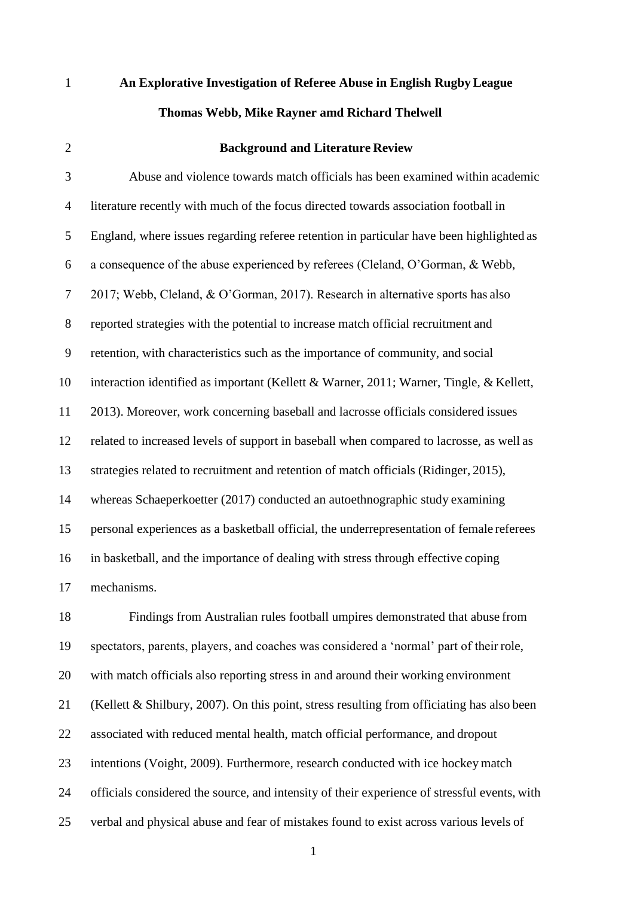# An Explorative Investigation of Referee Abuse in English Rugby League

**Thomas Webb, Mike Rayner amd Richard Thelwell**

## Background and Literature Review

Abuse and violence towards match officials has been examined within academic literature recently with much of the focus directed towards association football in England, where issues regarding referee retention in particular have been highlighted as a consequence of the abuse experienced by referees (Cleland, O'Gorman, & Webb, 2017; Webb, Cleland, & O'Gorman, 2017). Research in alternative sports has also reported strategies with the potential to increase match official recruitment and retention, with characteristics such as the importance of community, and social interaction identified as important (Kellett & Warner, 2011; Warner, Tingle, & Kellett, 2013). Moreover, work concerning baseball and lacrosse officials considered issues related to increased levels of support in baseball when compared to lacrosse, as well as strategies related to recruitment and retention of match officials (Ridinger, 2015), whereas Schaeperkoetter (2017) conducted an autoethnographic study examining personal experiences as a basketball official, the underrepresentation of female referees in basketball, and the importance of dealing with stress through effective coping mechanisms.

Findings from Australian rules football umpires demonstrated that abuse from spectators, parents, players, and coaches was considered a 'normal' part of their role, with match officials also reporting stress in and around their working environment (Kellett & Shilbury, 2007). On this point, stress resulting from officiating has also been associated with reduced mental health, match official performance, and dropout intentions (Voight, 2009). Furthermore, research conducted with ice hockey match officials considered the source, and intensity of their experience of stressful events, with verbal and physical abuse and fear of mistakes found to exist across various levels of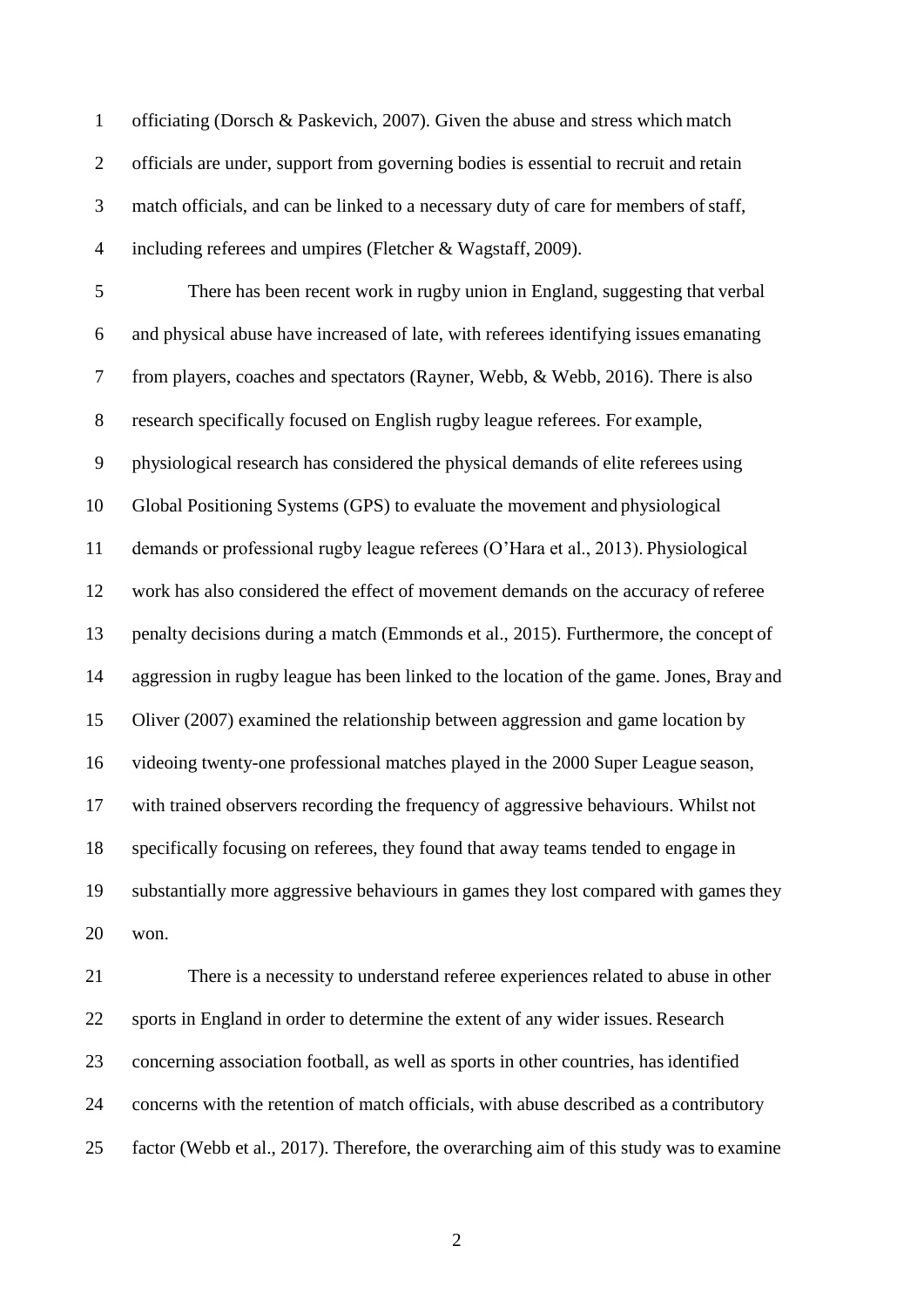officiating (Dorsch & Paskevich, 2007). Given the abuse and stress which match officials are under, support from governing bodies is essential to recruit and retain match officials, and can be linked to a necessary duty of care for members of staff, including referees and umpires (Fletcher & Wagstaff, 2009).

There has been recent work in rugby union in England, suggesting that verbal and physical abuse have increased of late, with referees identifying issues emanating from players, coaches and spectators (Rayner, Webb, & Webb, 2016). There is also research specifically focused on English rugby league referees. For example, physiological research has considered the physical demands of elite referees using Global Positioning Systems (GPS) to evaluate the movement and physiological demands or professional rugby league referees (O'Hara et al., 2013). Physiological work has also considered the effect of movement demands on the accuracy of referee penalty decisions during a match (Emmonds et al., 2015). Furthermore, the concept of aggression in rugby league has been linked to the location of the game. Jones, Bray and Oliver (2007) examined the relationship between aggression and game location by videoing twenty-one professional matches played in the 2000 Super League season, with trained observers recording the frequency of aggressive behaviours. Whilst not specifically focusing on referees, they found that away teams tended to engage in substantially more aggressive behaviours in games they lost compared with games they won.

There is a necessity to understand referee experiences related to abuse in other sports in England in order to determine the extent of any wider issues. Research concerning association football, as well as sports in other countries, has identified concerns with the retention of match officials, with abuse described as a contributory factor (Webb et al., 2017). Therefore, the overarching aim of this study was to examine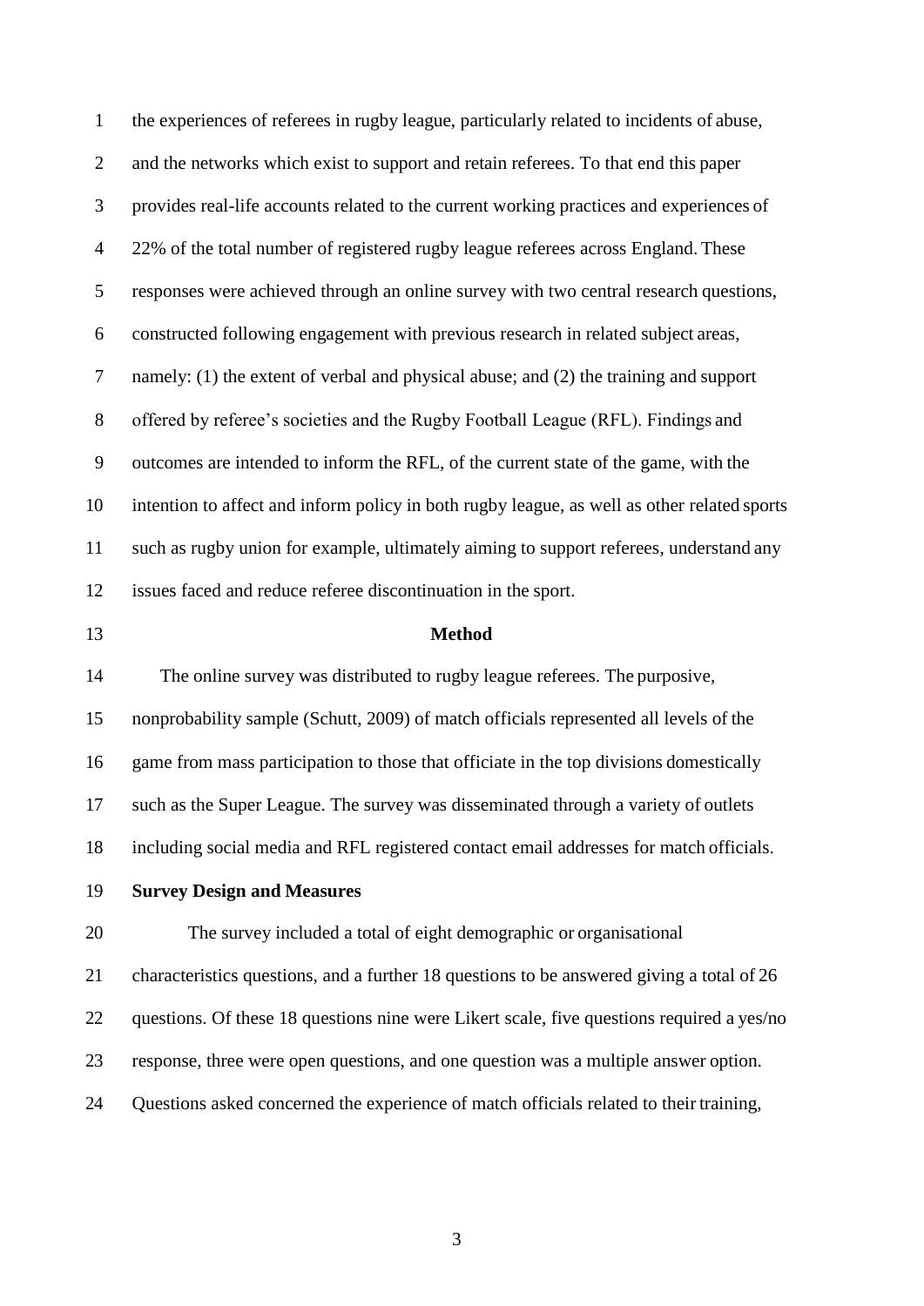the experiences of referees in rugby league, particularly related to incidents of abuse, and the networks which exist to support and retain referees. To that end this paper provides real-life accounts related to the current working practices and experiences of 22% of the total number of registered rugby league referees across England. These responses were achieved through an online survey with two central research questions, constructed following engagement with previous research in related subject areas, namely: (1) the extent of verbal and physical abuse; and (2) the training and support offered by referee's societies and the Rugby Football League (RFL). Findings and outcomes are intended to inform the RFL, of the current state of the game, with the intention to affect and inform policy in both rugby league, as well as other related sports such as rugby union for example, ultimately aiming to support referees, understand any issues faced and reduce referee discontinuation in the sport.

## Method

The online survey was distributed to rugby league referees. The purposive, nonprobability sample (Schutt, 2009) of match officials represented all levels of the game from mass participation to those that officiate in the top divisions domestically such as the Super League. The survey was disseminated through a variety of outlets including social media and RFL registered contact email addresses for match officials.

### Survey Design and Measures

The survey included a total of eight demographic or organisational characteristics questions, and a further 18 questions to be answered giving a total of 26 questions. Of these 18 questions nine were Likert scale, five questions required a yes/no response, three were open questions, and one question was a multiple answer option. Questions asked concerned the experience of match officials related to their training,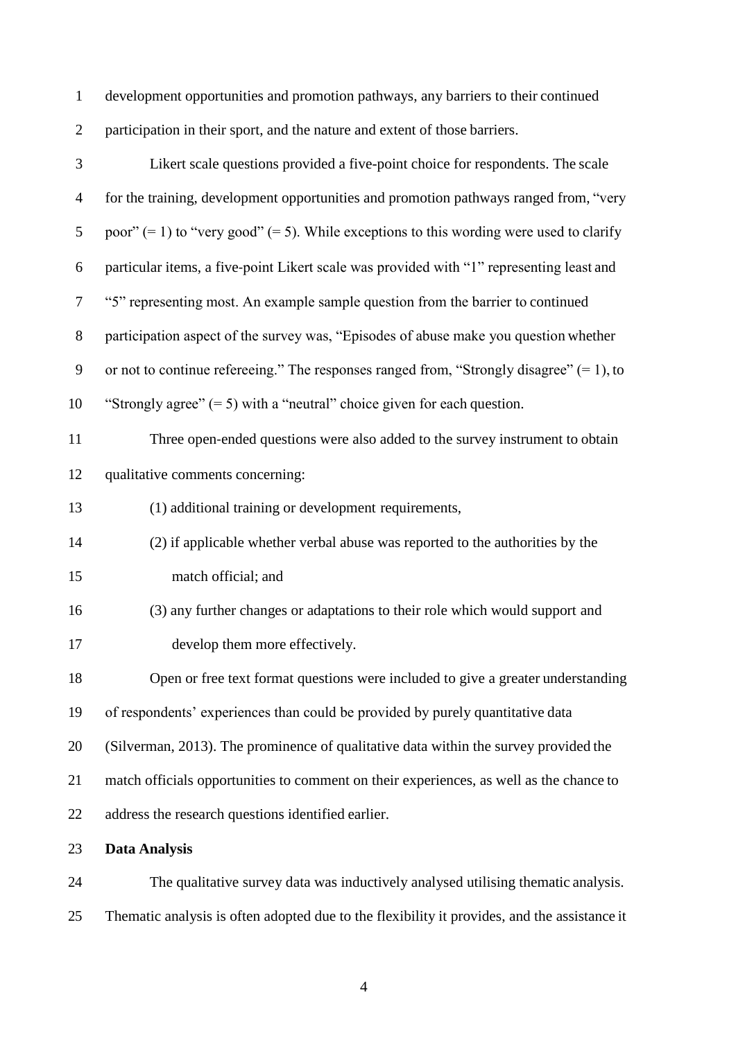development opportunities and promotion pathways, any barriers to their continued participation in their sport, and the nature and extent of those barriers.

Likert scale questions provided a five-point choice for respondents. The scale for the training, development opportunities and promotion pathways ranged from, "very poor" (= 1) to "very good" (= 5). While exceptions to this wording were used to clarify particular items, a five-point Likert scale was provided with "1" representing least and "5" representing most. An example sample question from the barrier to continued participation aspect of the survey was, "Episodes of abuse make you question whether or not to continue refereeing." The responses ranged from, "Strongly disagree" (= 1), to "Strongly agree" (= 5) with a "neutral" choice given for each question.

Three open-ended questions were also added to the survey instrument to obtain qualitative comments concerning:

(1) additional training or development requirements,

(2) if applicable whether verbal abuse was reported to the authorities by the match official; and

(3) any further changes or adaptations to their role which would support and develop them more effectively.

Open or free text format questions were included to give a greater understanding of respondents' experiences than could be provided by purely quantitative data (Silverman, 2013). The prominence of qualitative data within the survey provided the match officials opportunities to comment on their experiences, as well as the chance to address the research questions identified earlier.

**Data Analysis**

The qualitative survey data was inductively analysed utilising thematic analysis. Thematic analysis is often adopted due to the flexibility it provides, and the assistance it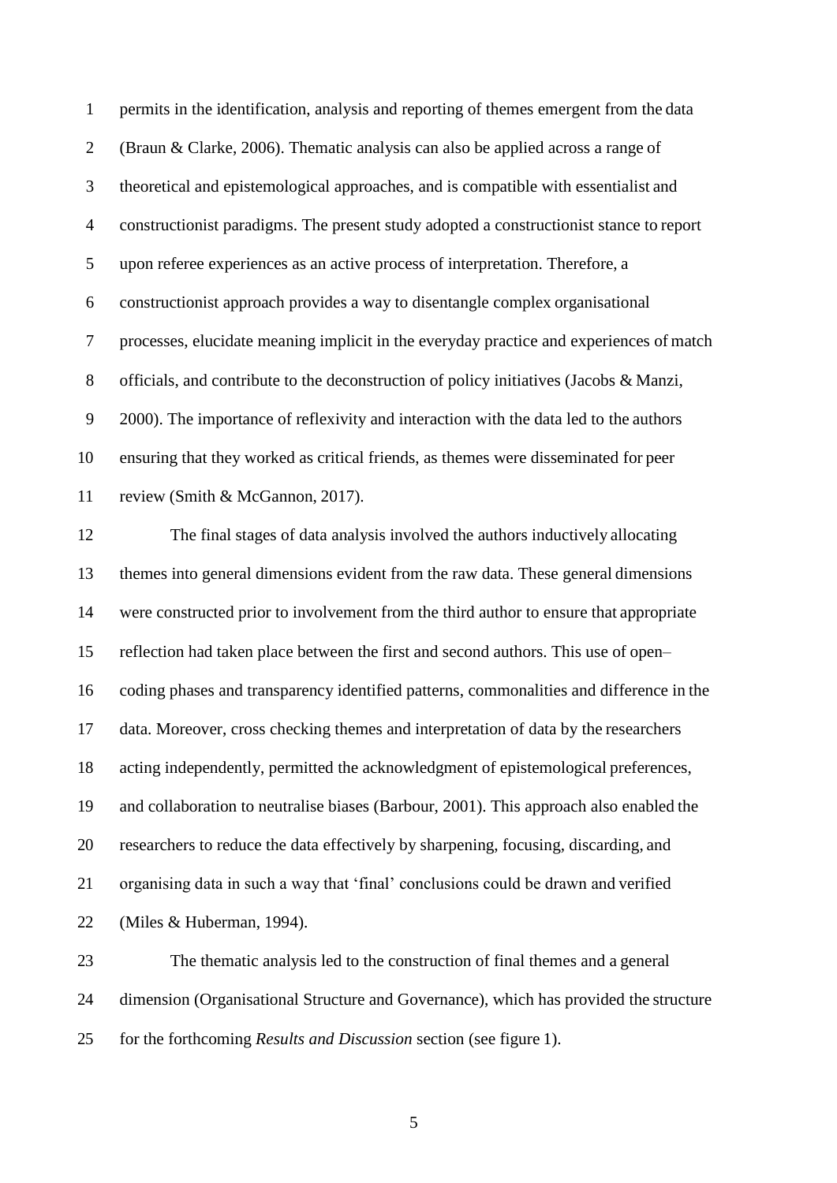permits in the identification, analysis and reporting of themes emergent from the data (Braun & Clarke, 2006). Thematic analysis can also be applied across a range of theoretical and epistemological approaches, and is compatible with essentialist and constructionist paradigms. The present study adopted a constructionist stance to report upon referee experiences as an active process of interpretation. Therefore, a constructionist approach provides a way to disentangle complex organisational processes, elucidate meaning implicit in the everyday practice and experiences of match officials, and contribute to the deconstruction of policy initiatives (Jacobs & Manzi, 2000). The importance of reflexivity and interaction with the data led to the authors ensuring that they worked as critical friends, as themes were disseminated for peer review (Smith & McGannon, 2017).

The final stages of data analysis involved the authors inductively allocating themes into general dimensions evident from the raw data. These general dimensions were constructed prior to involvement from the third author to ensure that appropriate reflection had taken place between the first and second authors. This use of open–coding phases and transparency identified patterns, commonalities and difference in the data. Moreover, cross checking themes and interpretation of data by the researchers acting independently, permitted the acknowledgment of epistemological preferences, and collaboration to neutralise biases (Barbour, 2001). This approach also enabled the researchers to reduce the data effectively by sharpening, focusing, discarding, and organising data in such a way that 'final' conclusions could be drawn and verified (Miles & Huberman, 1994).

The thematic analysis led to the construction of final themes and a general dimension (Organisational Structure and Governance), which has provided the structure for the forthcoming *Results and Discussion* section (see figure 1).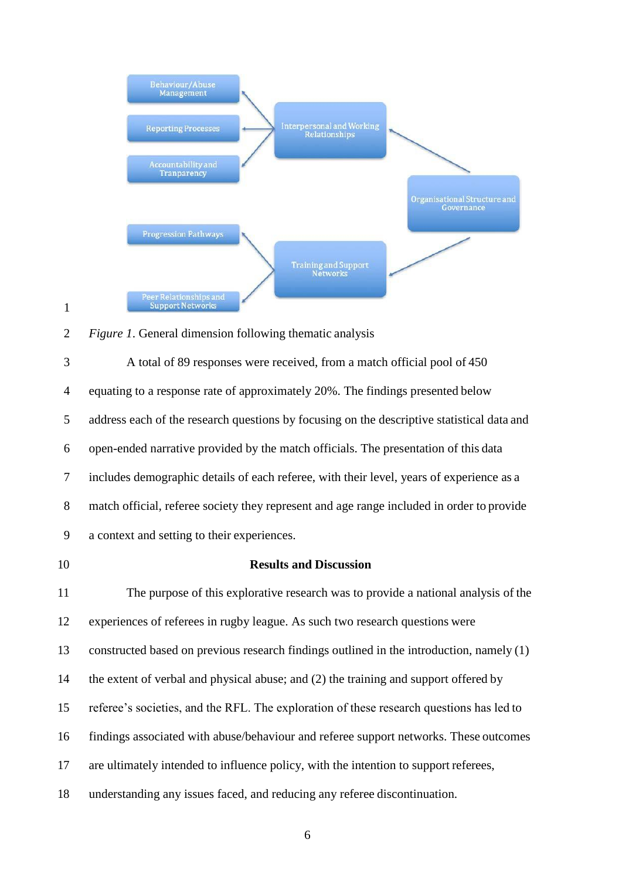Behaviour/Abuse Management

Reporting Processes

Accountability and Tranparency

Interpersonal and Working Relationships

Organisational Structure and Governance

Progression Pathways

Training and Support Networks

Peer Relationships and Support Networks

*Figure 1*. General dimension following thematic analysis

A total of 89 responses were received, from a match official pool of 450 equating to a response rate of approximately 20%. The findings presented below address each of the research questions by focusing on the descriptive statistical data and open-ended narrative provided by the match officials. The presentation of this data includes demographic details of each referee, with their level, years of experience as a match official, referee society they represent and age range included in order to provide a context and setting to their experiences.

## Results and Discussion

The purpose of this explorative research was to provide a national analysis of the experiences of referees in rugby league. As such two research questions were constructed based on previous research findings outlined in the introduction, namely (1) the extent of verbal and physical abuse; and (2) the training and support offered by referee's societies, and the RFL. The exploration of these research questions has led to findings associated with abuse/behaviour and referee support networks. These outcomes are ultimately intended to influence policy, with the intention to support referees, understanding any issues faced, and reducing any referee discontinuation.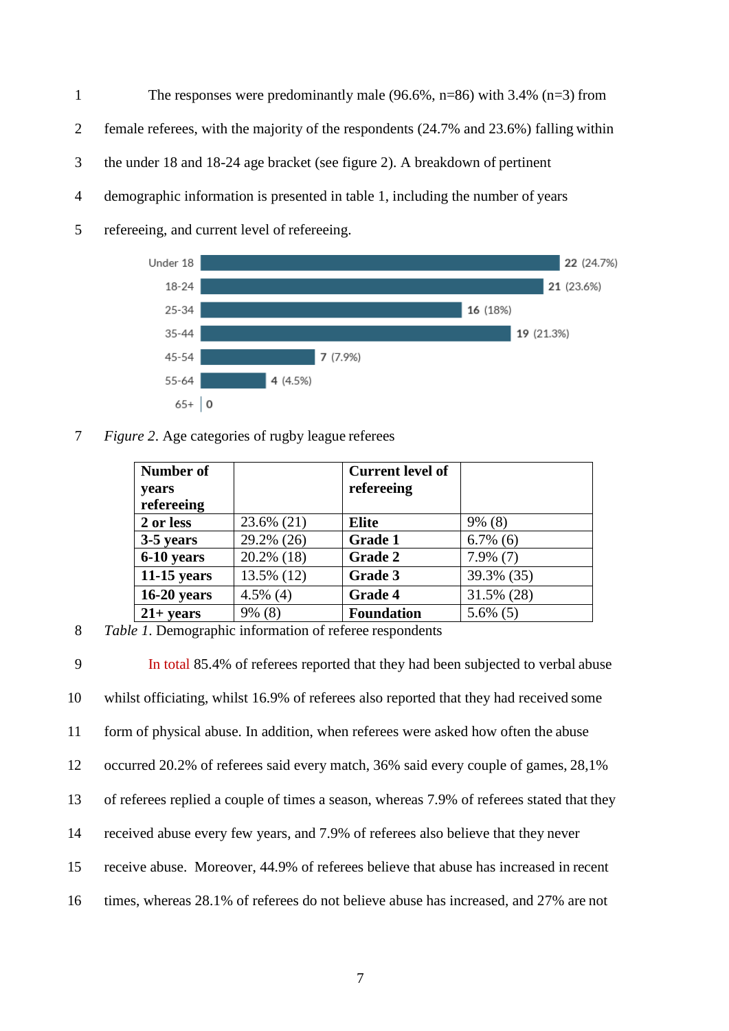The responses were predominantly male (96.6%, n=86) with 3.4% (n=3) from female referees, with the majority of the respondents (24.7% and 23.6%) falling within the under 18 and 18-24 age bracket (see figure 2). A breakdown of pertinent demographic information is presented in table 1, including the number of years refereeing, and current level of refereeing.

*Figure 2*. Age categories of rugby league referees

| **Number of years refereeing** | | **Current level of refereeing** | |
|---|---|---|---|
| **2 or less** | 23.6% (21) | **Elite** | 9% (8) |
| **3-5 years** | 29.2% (26) | **Grade 1** | 6.7% (6) |
| **6-10 years** | 20.2% (18) | **Grade 2** | 7.9% (7) |
| **11-15 years** | 13.5% (12) | **Grade 3** | 39.3% (35) |
| **16-20 years** | 4.5% (4) | **Grade 4** | 31.5% (28) |
| **21+ years** | 9% (8) | **Foundation** | 5.6% (5) |

*Table 1*. Demographic information of referee respondents

In total 85.4% of referees reported that they had been subjected to verbal abuse whilst officiating, whilst 16.9% of referees also reported that they had received some form of physical abuse. In addition, when referees were asked how often the abuse occurred 20.2% of referees said every match, 36% said every couple of games, 28,1% of referees replied a couple of times a season, whereas 7.9% of referees stated that they received abuse every few years, and 7.9% of referees also believe that they never receive abuse. Moreover, 44.9% of referees believe that abuse has increased in recent times, whereas 28.1% of referees do not believe abuse has increased, and 27% are not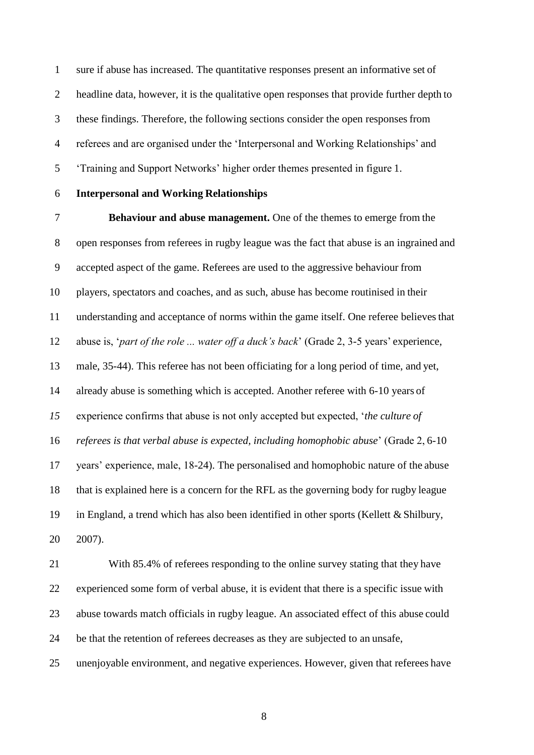sure if abuse has increased. The quantitative responses present an informative set of headline data, however, it is the qualitative open responses that provide further depth to these findings. Therefore, the following sections consider the open responses from referees and are organised under the 'Interpersonal and Working Relationships' and 'Training and Support Networks' higher order themes presented in figure 1.

## Interpersonal and Working Relationships

**Behaviour and abuse management.** One of the themes to emerge from the open responses from referees in rugby league was the fact that abuse is an ingrained and accepted aspect of the game. Referees are used to the aggressive behaviour from players, spectators and coaches, and as such, abuse has become routinised in their understanding and acceptance of norms within the game itself. One referee believes that abuse is, '*part of the role ... water off a duck's back*' (Grade 2, 3-5 years' experience, male, 35-44). This referee has not been officiating for a long period of time, and yet, already abuse is something which is accepted. Another referee with 6-10 years of experience confirms that abuse is not only accepted but expected, '*the culture of referees is that verbal abuse is expected, including homophobic abuse*' (Grade 2, 6-10 years' experience, male, 18-24). The personalised and homophobic nature of the abuse that is explained here is a concern for the RFL as the governing body for rugby league in England, a trend which has also been identified in other sports (Kellett & Shilbury, 2007).

With 85.4% of referees responding to the online survey stating that they have experienced some form of verbal abuse, it is evident that there is a specific issue with abuse towards match officials in rugby league. An associated effect of this abuse could be that the retention of referees decreases as they are subjected to an unsafe, unenjoyable environment, and negative experiences. However, given that referees have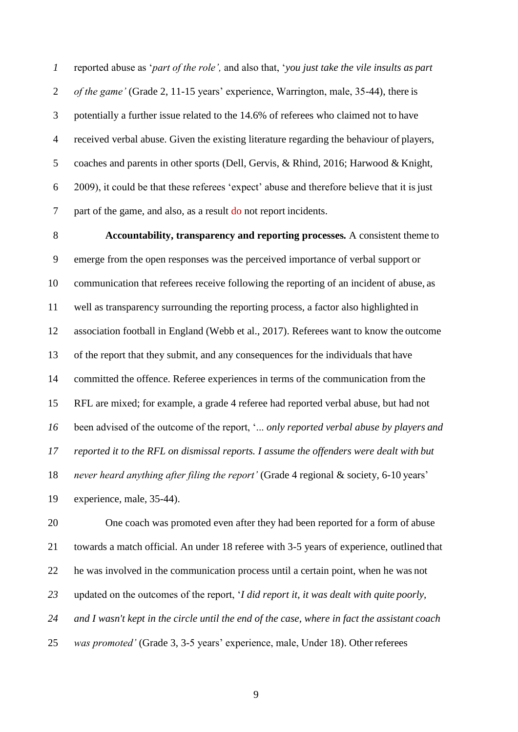reported abuse as '*part of the role',* and also that, '*you just take the vile insults as part of the game'* (Grade 2, 11-15 years' experience, Warrington, male, 35-44), there is potentially a further issue related to the 14.6% of referees who claimed not to have received verbal abuse. Given the existing literature regarding the behaviour of players, coaches and parents in other sports (Dell, Gervis, & Rhind, 2016; Harwood & Knight, 2009), it could be that these referees 'expect' abuse and therefore believe that it is just part of the game, and also, as a result do not report incidents.

**Accountability, transparency and reporting processes.** A consistent theme to emerge from the open responses was the perceived importance of verbal support or communication that referees receive following the reporting of an incident of abuse, as well as transparency surrounding the reporting process, a factor also highlighted in association football in England (Webb et al., 2017). Referees want to know the outcome of the report that they submit, and any consequences for the individuals that have committed the offence. Referee experiences in terms of the communication from the RFL are mixed; for example, a grade 4 referee had reported verbal abuse, but had not been advised of the outcome of the report, '*... only reported verbal abuse by players and reported it to the RFL on dismissal reports. I assume the offenders were dealt with but never heard anything after filing the report'* (Grade 4 regional & society, 6-10 years' experience, male, 35-44).

One coach was promoted even after they had been reported for a form of abuse towards a match official. An under 18 referee with 3-5 years of experience, outlined that he was involved in the communication process until a certain point, when he was not updated on the outcomes of the report, '*I did report it, it was dealt with quite poorly, and I wasn't kept in the circle until the end of the case, where in fact the assistant coach was promoted'* (Grade 3, 3-5 years' experience, male, Under 18). Other referees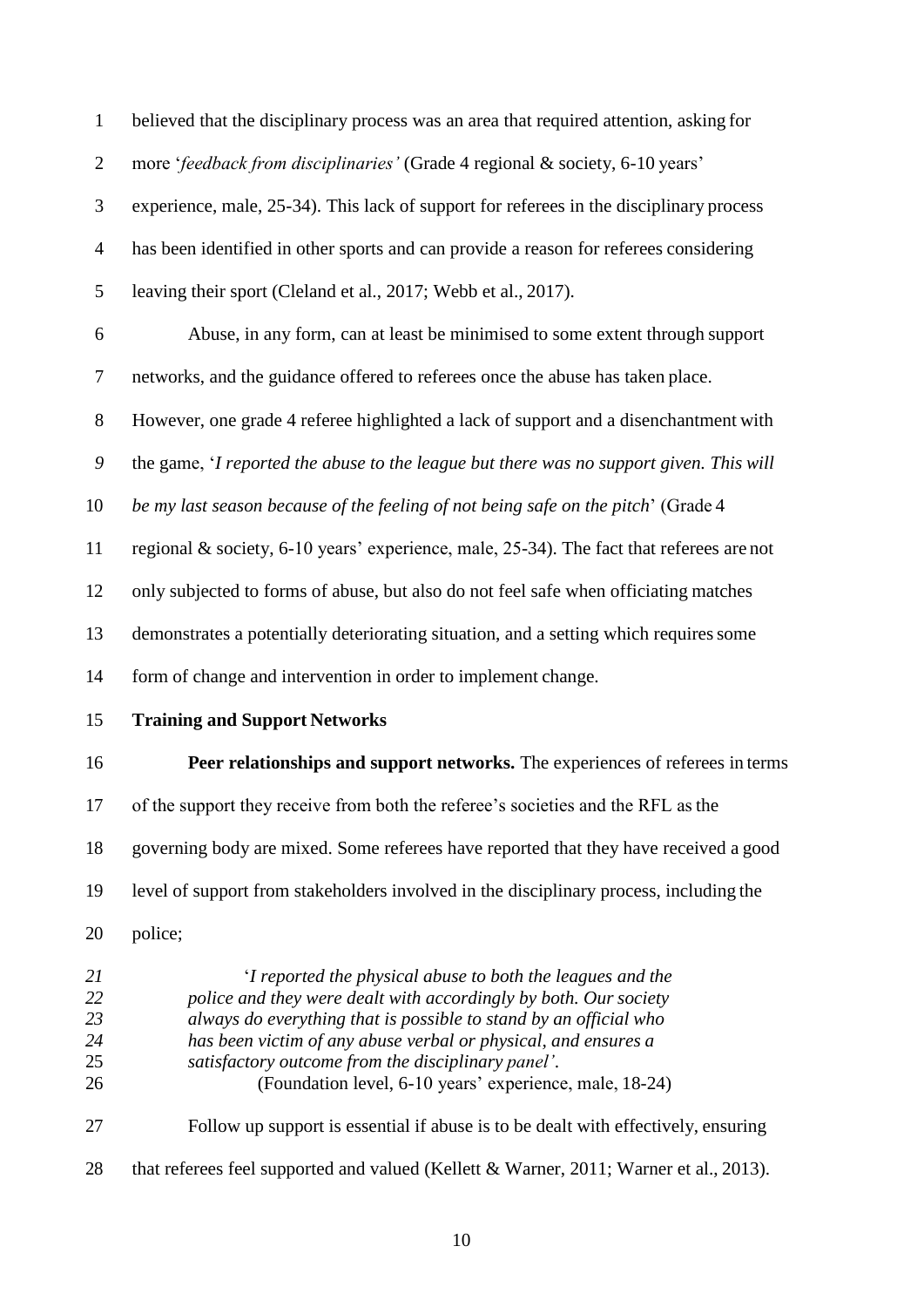believed that the disciplinary process was an area that required attention, asking for more '*feedback from disciplinaries'* (Grade 4 regional & society, 6-10 years' experience, male, 25-34). This lack of support for referees in the disciplinary process has been identified in other sports and can provide a reason for referees considering leaving their sport (Cleland et al., 2017; Webb et al., 2017).

Abuse, in any form, can at least be minimised to some extent through support networks, and the guidance offered to referees once the abuse has taken place. However, one grade 4 referee highlighted a lack of support and a disenchantment with the game, '*I reported the abuse to the league but there was no support given. This will be my last season because of the feeling of not being safe on the pitch*' (Grade 4 regional & society, 6-10 years' experience, male, 25-34). The fact that referees are not only subjected to forms of abuse, but also do not feel safe when officiating matches demonstrates a potentially deteriorating situation, and a setting which requires some form of change and intervention in order to implement change.

## Training and Support Networks

**Peer relationships and support networks.** The experiences of referees in terms of the support they receive from both the referee's societies and the RFL as the governing body are mixed. Some referees have reported that they have received a good level of support from stakeholders involved in the disciplinary process, including the police;

> '*I reported the physical abuse to both the leagues and the police and they were dealt with accordingly by both. Our society always do everything that is possible to stand by an official who has been victim of any abuse verbal or physical, and ensures a satisfactory outcome from the disciplinary panel'.*
>
> (Foundation level, 6-10 years' experience, male, 18-24)

Follow up support is essential if abuse is to be dealt with effectively, ensuring that referees feel supported and valued (Kellett & Warner, 2011; Warner et al., 2013).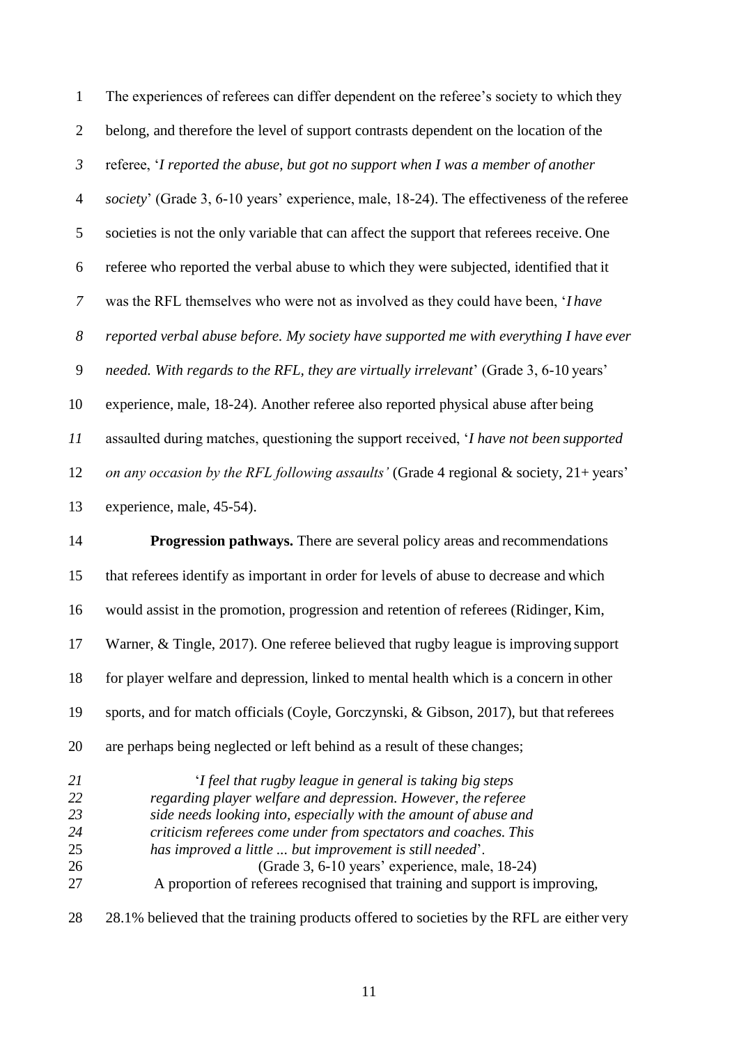The experiences of referees can differ dependent on the referee's society to which they belong, and therefore the level of support contrasts dependent on the location of the referee, '*I reported the abuse, but got no support when I was a member of another society*' (Grade 3, 6-10 years' experience, male, 18-24). The effectiveness of the referee societies is not the only variable that can affect the support that referees receive. One referee who reported the verbal abuse to which they were subjected, identified that it was the RFL themselves who were not as involved as they could have been, '*I have reported verbal abuse before. My society have supported me with everything I have ever needed. With regards to the RFL, they are virtually irrelevant*' (Grade 3, 6-10 years' experience, male, 18-24). Another referee also reported physical abuse after being assaulted during matches, questioning the support received, '*I have not been supported on any occasion by the RFL following assaults'* (Grade 4 regional & society, 21+ years' experience, male, 45-54).

**Progression pathways.** There are several policy areas and recommendations that referees identify as important in order for levels of abuse to decrease and which would assist in the promotion, progression and retention of referees (Ridinger, Kim, Warner, & Tingle, 2017). One referee believed that rugby league is improving support for player welfare and depression, linked to mental health which is a concern in other sports, and for match officials (Coyle, Gorczynski, & Gibson, 2017), but that referees are perhaps being neglected or left behind as a result of these changes;

> '*I feel that rugby league in general is taking big steps regarding player welfare and depression. However, the referee side needs looking into, especially with the amount of abuse and criticism referees come under from spectators and coaches. This has improved a little ... but improvement is still needed*'.
>
> (Grade 3, 6-10 years' experience, male, 18-24)

A proportion of referees recognised that training and support is improving, 28.1% believed that the training products offered to societies by the RFL are either very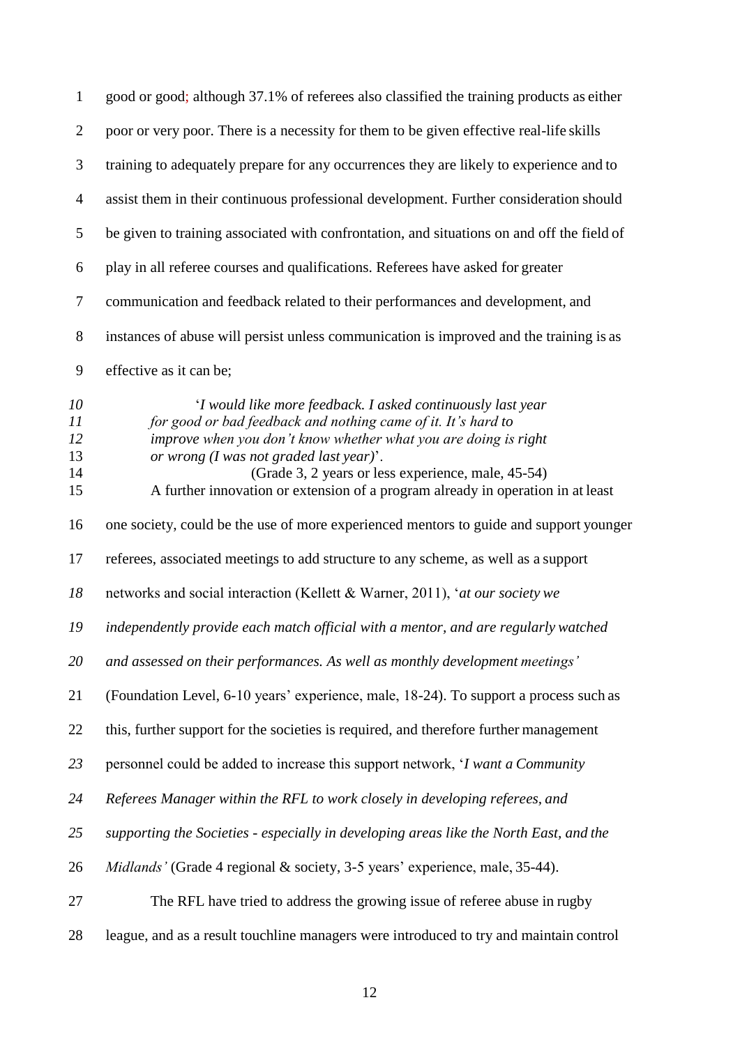good or good; although 37.1% of referees also classified the training products as either poor or very poor. There is a necessity for them to be given effective real-life skills training to adequately prepare for any occurrences they are likely to experience and to assist them in their continuous professional development. Further consideration should be given to training associated with confrontation, and situations on and off the field of play in all referee courses and qualifications. Referees have asked for greater communication and feedback related to their performances and development, and instances of abuse will persist unless communication is improved and the training is as effective as it can be;

> '*I would like more feedback. I asked continuously last year for good or bad feedback and nothing came of it. It's hard to improve when you don't know whether what you are doing is right or wrong (I was not graded last year)*'.
> (Grade 3, 2 years or less experience, male, 45-54)

A further innovation or extension of a program already in operation in at least one society, could be the use of more experienced mentors to guide and support younger referees, associated meetings to add structure to any scheme, as well as a support networks and social interaction (Kellett & Warner, 2011), '*at our society we independently provide each match official with a mentor, and are regularly watched and assessed on their performances. As well as monthly development meetings*' (Foundation Level, 6-10 years' experience, male, 18-24). To support a process such as this, further support for the societies is required, and therefore further management personnel could be added to increase this support network, '*I want a Community Referees Manager within the RFL to work closely in developing referees, and supporting the Societies - especially in developing areas like the North East, and the Midlands*' (Grade 4 regional & society, 3-5 years' experience, male, 35-44).

The RFL have tried to address the growing issue of referee abuse in rugby league, and as a result touchline managers were introduced to try and maintain control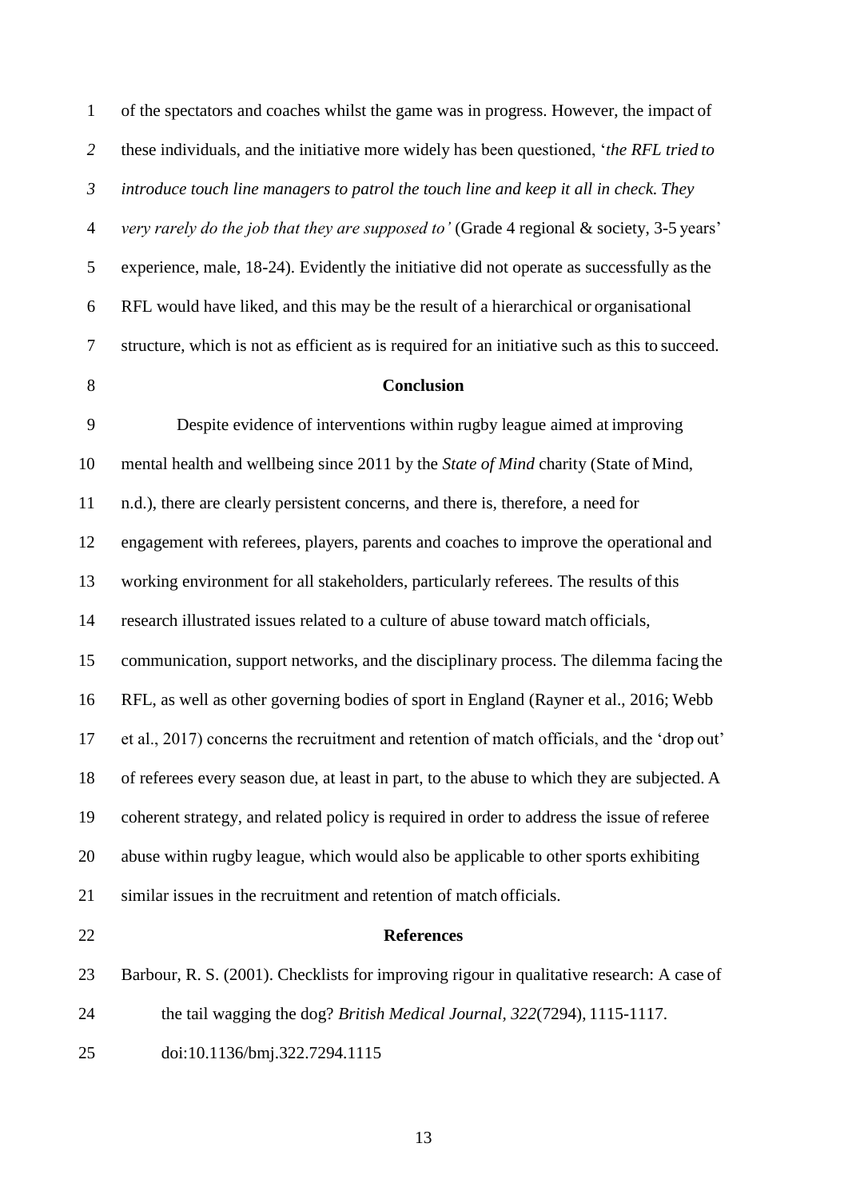of the spectators and coaches whilst the game was in progress. However, the impact of these individuals, and the initiative more widely has been questioned, '*the RFL tried to introduce touch line managers to patrol the touch line and keep it all in check. They very rarely do the job that they are supposed to'* (Grade 4 regional & society, 3-5 years' experience, male, 18-24). Evidently the initiative did not operate as successfully as the RFL would have liked, and this may be the result of a hierarchical or organisational structure, which is not as efficient as is required for an initiative such as this to succeed.

## Conclusion

Despite evidence of interventions within rugby league aimed at improving mental health and wellbeing since 2011 by the *State of Mind* charity (State of Mind, n.d.), there are clearly persistent concerns, and there is, therefore, a need for engagement with referees, players, parents and coaches to improve the operational and working environment for all stakeholders, particularly referees. The results of this research illustrated issues related to a culture of abuse toward match officials, communication, support networks, and the disciplinary process. The dilemma facing the RFL, as well as other governing bodies of sport in England (Rayner et al., 2016; Webb et al., 2017) concerns the recruitment and retention of match officials, and the 'drop out' of referees every season due, at least in part, to the abuse to which they are subjected. A coherent strategy, and related policy is required in order to address the issue of referee abuse within rugby league, which would also be applicable to other sports exhibiting similar issues in the recruitment and retention of match officials.

## References

Barbour, R. S. (2001). Checklists for improving rigour in qualitative research: A case of the tail wagging the dog? *British Medical Journal*, *322*(7294), 1115-1117. doi:10.1136/bmj.322.7294.1115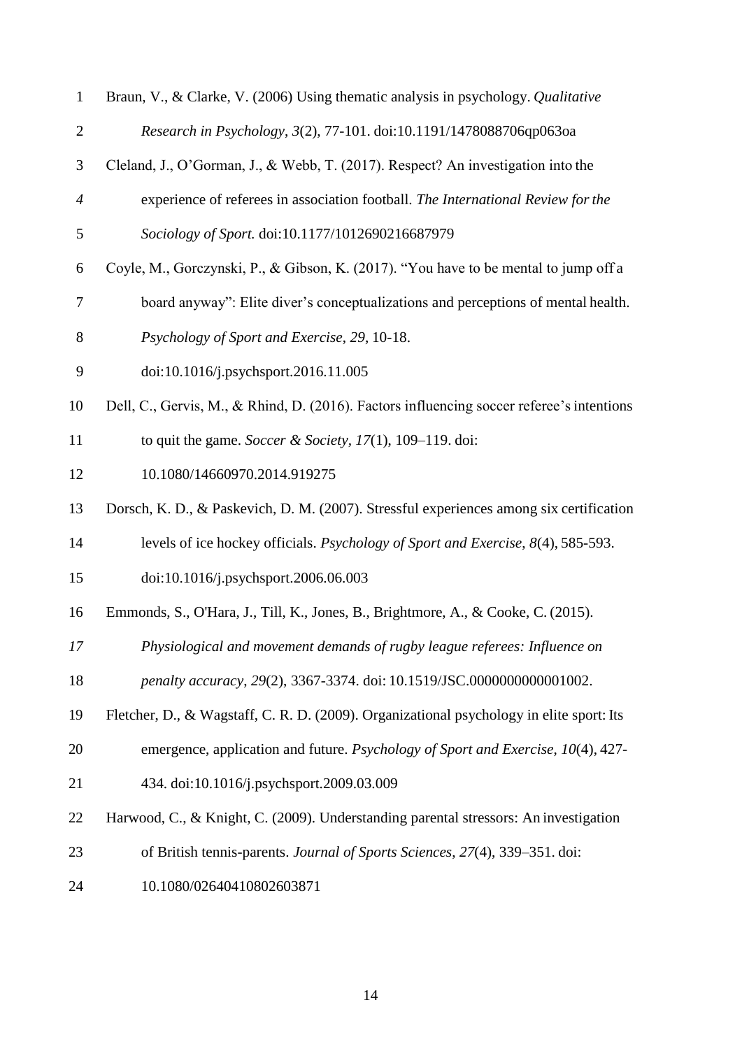Braun, V., & Clarke, V. (2006) Using thematic analysis in psychology. *Qualitative Research in Psychology*, *3*(2), 77-101. doi:10.1191/1478088706qp063oa

Cleland, J., O'Gorman, J., & Webb, T. (2017). Respect? An investigation into the experience of referees in association football. *The International Review for the Sociology of Sport.* doi:10.1177/1012690216687979

Coyle, M., Gorczynski, P., & Gibson, K. (2017). "You have to be mental to jump off a board anyway": Elite diver's conceptualizations and perceptions of mental health. *Psychology of Sport and Exercise*, *29*, 10-18. doi:10.1016/j.psychsport.2016.11.005

Dell, C., Gervis, M., & Rhind, D. (2016). Factors influencing soccer referee's intentions to quit the game. *Soccer & Society*, *17*(1), 109–119. doi: 10.1080/14660970.2014.919275

Dorsch, K. D., & Paskevich, D. M. (2007). Stressful experiences among six certification levels of ice hockey officials. *Psychology of Sport and Exercise*, *8*(4), 585-593. doi:10.1016/j.psychsport.2006.06.003

Emmonds, S., O'Hara, J., Till, K., Jones, B., Brightmore, A., & Cooke, C. (2015). *Physiological and movement demands of rugby league referees: Influence on penalty accuracy*, *29*(2), 3367-3374. doi: 10.1519/JSC.0000000000001002.

Fletcher, D., & Wagstaff, C. R. D. (2009). Organizational psychology in elite sport: Its emergence, application and future. *Psychology of Sport and Exercise*, *10*(4), 427-434. doi:10.1016/j.psychsport.2009.03.009

Harwood, C., & Knight, C. (2009). Understanding parental stressors: An investigation of British tennis-parents. *Journal of Sports Sciences*, *27*(4), 339–351. doi: 10.1080/02640410802603871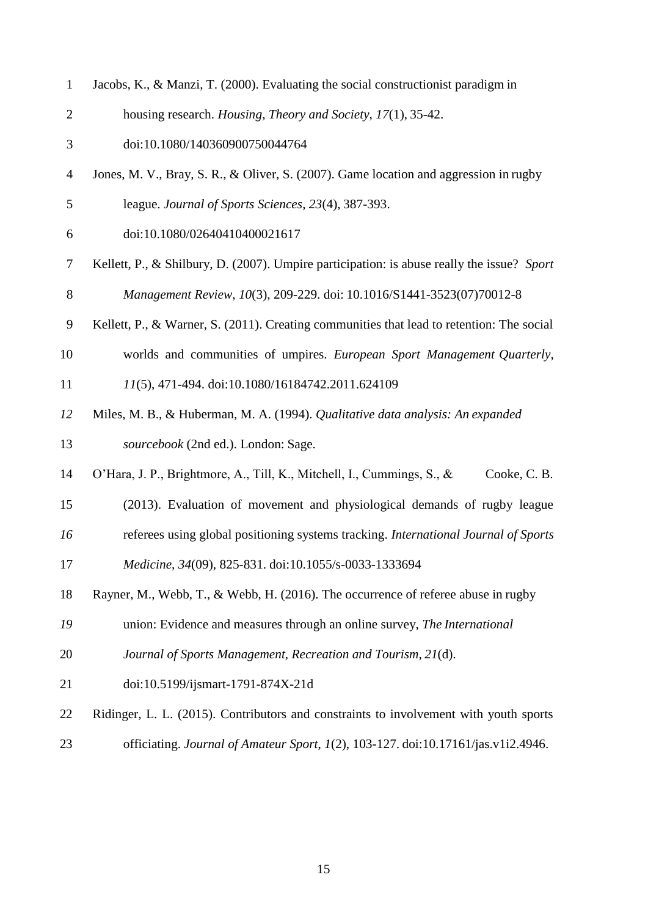Jacobs, K., & Manzi, T. (2000). Evaluating the social constructionist paradigm in housing research. *Housing, Theory and Society*, *17*(1), 35-42. doi:10.1080/140360900750044764

Jones, M. V., Bray, S. R., & Oliver, S. (2007). Game location and aggression in rugby league. *Journal of Sports Sciences*, *23*(4), 387-393. doi:10.1080/02640410400021617

Kellett, P., & Shilbury, D. (2007). Umpire participation: is abuse really the issue? *Sport Management Review*, *10*(3), 209-229. doi: 10.1016/S1441-3523(07)70012-8

Kellett, P., & Warner, S. (2011). Creating communities that lead to retention: The social worlds and communities of umpires. *European Sport Management Quarterly*, *11*(5), 471-494. doi:10.1080/16184742.2011.624109

Miles, M. B., & Huberman, M. A. (1994). *Qualitative data analysis: An expanded sourcebook* (2nd ed.). London: Sage.

O'Hara, J. P., Brightmore, A., Till, K., Mitchell, I., Cummings, S., & Cooke, C. B. (2013). Evaluation of movement and physiological demands of rugby league referees using global positioning systems tracking. *International Journal of Sports Medicine*, *34*(09), 825-831. doi:10.1055/s-0033-1333694

Rayner, M., Webb, T., & Webb, H. (2016). The occurrence of referee abuse in rugby union: Evidence and measures through an online survey, *The International Journal of Sports Management, Recreation and Tourism*, *21*(d). doi:10.5199/ijsmart-1791-874X-21d

Ridinger, L. L. (2015). Contributors and constraints to involvement with youth sports officiating. *Journal of Amateur Sport*, *1*(2), 103-127. doi:10.17161/jas.v1i2.4946.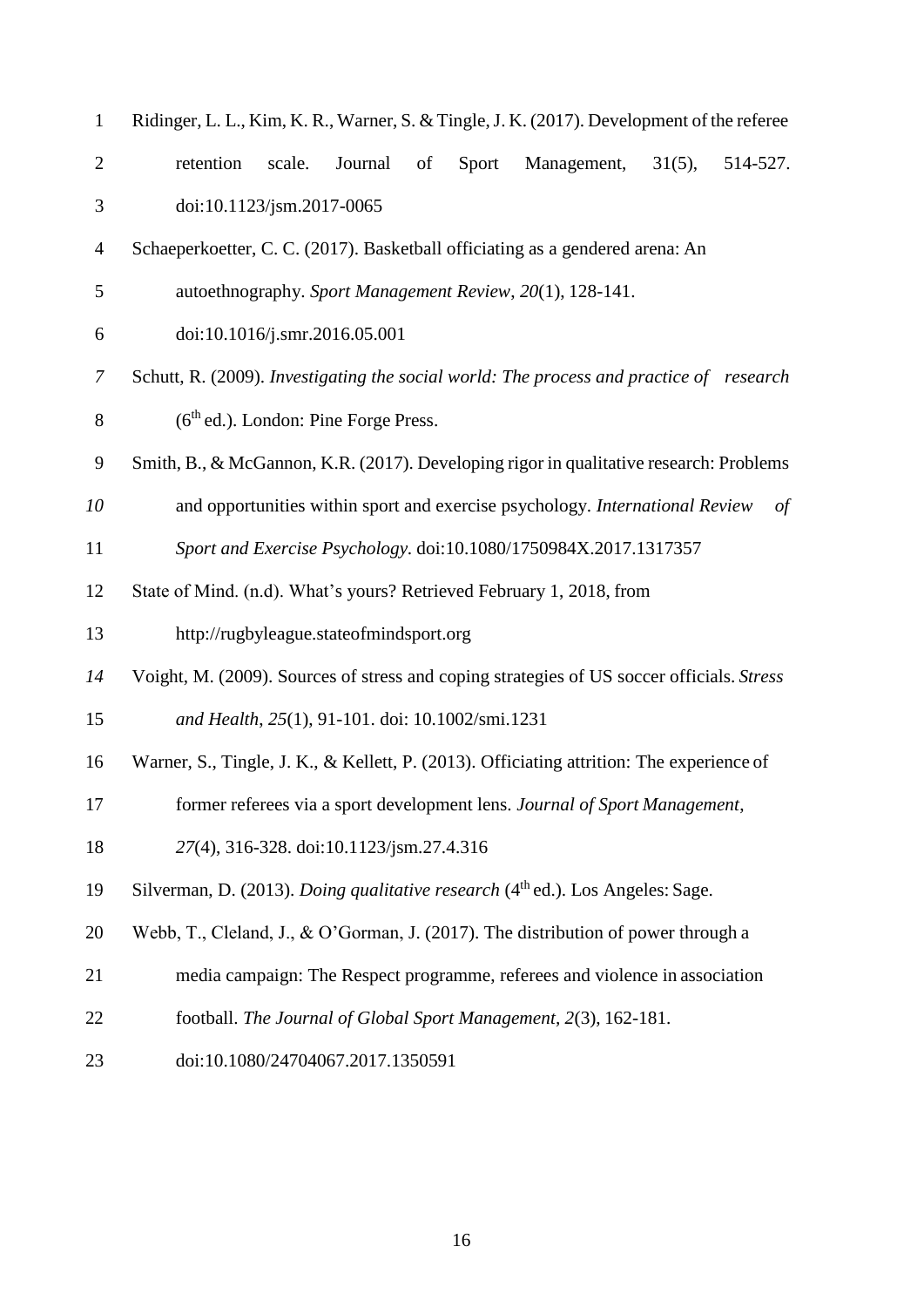Ridinger, L. L., Kim, K. R., Warner, S. & Tingle, J. K. (2017). Development of the referee retention scale. Journal of Sport Management, 31(5), 514-527. doi:10.1123/jsm.2017-0065

Schaeperkoetter, C. C. (2017). Basketball officiating as a gendered arena: An autoethnography. *Sport Management Review*, *20*(1), 128-141. doi:10.1016/j.smr.2016.05.001

Schutt, R. (2009). *Investigating the social world: The process and practice of research* (6th ed.). London: Pine Forge Press.

Smith, B., & McGannon, K.R. (2017). Developing rigor in qualitative research: Problems and opportunities within sport and exercise psychology. *International Review of Sport and Exercise Psychology*. doi:10.1080/1750984X.2017.1317357

State of Mind. (n.d). What's yours? Retrieved February 1, 2018, from http://rugbyleague.stateofmindsport.org

Voight, M. (2009). Sources of stress and coping strategies of US soccer officials. *Stress and Health*, *25*(1), 91-101. doi: 10.1002/smi.1231

Warner, S., Tingle, J. K., & Kellett, P. (2013). Officiating attrition: The experience of former referees via a sport development lens. *Journal of Sport Management*, *27*(4), 316-328. doi:10.1123/jsm.27.4.316

Silverman, D. (2013). *Doing qualitative research* (4th ed.). Los Angeles: Sage.

Webb, T., Cleland, J., & O'Gorman, J. (2017). The distribution of power through a media campaign: The Respect programme, referees and violence in association football. *The Journal of Global Sport Management*, *2*(3), 162-181. doi:10.1080/24704067.2017.1350591